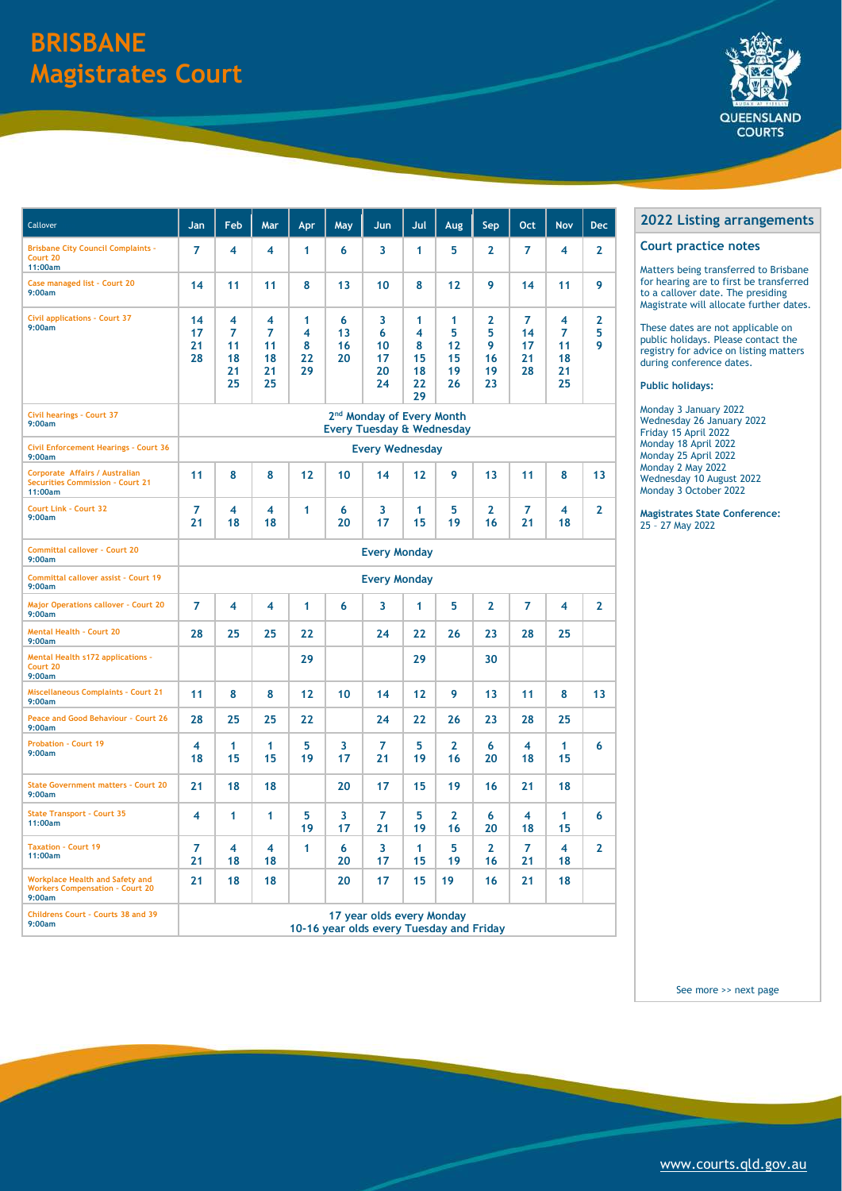# BRISBANE
# Magistrates Court

QUEENSLAND COURTS

| Callover | Jan | Feb | Mar | Apr | May | Jun | Jul | Aug | Sep | Oct | Nov | Dec |
|---|---|---|---|---|---|---|---|---|---|---|---|---|
| Brisbane City Council Complaints - Court 20 11:00am | 7 | 4 | 4 | 1 | 6 | 3 | 1 | 5 | 2 | 7 | 4 | 2 |
| Case managed list - Court 20 9:00am | 14 | 11 | 11 | 8 | 13 | 10 | 8 | 12 | 9 | 14 | 11 | 9 |
| Civil applications - Court 37 9:00am | 14 17 21 28 | 4 7 11 18 21 25 | 4 7 11 18 21 25 | 1 4 8 22 29 | 6 13 16 20 | 3 6 10 17 20 24 | 1 4 8 15 18 22 29 | 1 5 12 15 19 26 | 2 5 9 16 19 23 | 7 14 17 21 28 | 4 7 11 18 21 25 | 2 5 9 |
| Civil hearings - Court 37 9:00am | 2nd Monday of Every Month Every Tuesday & Wednesday | | | | | | | | | | | |
| Civil Enforcement Hearings - Court 36 9:00am | Every Wednesday | | | | | | | | | | | |
| Corporate Affairs / Australian Securities Commission - Court 21 11:00am | 11 | 8 | 8 | 12 | 10 | 14 | 12 | 9 | 13 | 11 | 8 | 13 |
| Court Link - Court 32 9:00am | 7 21 | 4 18 | 4 18 | 1 | 6 20 | 3 17 | 1 15 | 5 19 | 2 16 | 7 21 | 4 18 | 2 |
| Committal callover - Court 20 9:00am | Every Monday | | | | | | | | | | | |
| Committal callover assist - Court 19 9:00am | Every Monday | | | | | | | | | | | |
| Major Operations callover - Court 20 9:00am | 7 | 4 | 4 | 1 | 6 | 3 | 1 | 5 | 2 | 7 | 4 | 2 |
| Mental Health - Court 20 9:00am | 28 | 25 | 25 | 22 | | 24 | 22 | 26 | 23 | 28 | 25 | |
| Mental Health s172 applications - Court 20 9:00am | | | | 29 | | | 29 | | 30 | | | |
| Miscellaneous Complaints - Court 21 9:00am | 11 | 8 | 8 | 12 | 10 | 14 | 12 | 9 | 13 | 11 | 8 | 13 |
| Peace and Good Behaviour - Court 26 9:00am | 28 | 25 | 25 | 22 | | 24 | 22 | 26 | 23 | 28 | 25 | |
| Probation - Court 19 9:00am | 4 18 | 1 15 | 1 15 | 5 19 | 3 17 | 7 21 | 5 19 | 2 16 | 6 20 | 4 18 | 1 15 | 6 |
| State Government matters - Court 20 9:00am | 21 | 18 | 18 | | 20 | 17 | 15 | 19 | 16 | 21 | 18 | |
| State Transport - Court 35 11:00am | 4 | 1 | 1 | 5 19 | 3 17 | 7 21 | 5 19 | 2 16 | 6 20 | 4 18 | 1 15 | 6 |
| Taxation - Court 19 11:00am | 7 21 | 4 18 | 4 18 | 1 | 6 20 | 3 17 | 1 15 | 5 19 | 2 16 | 7 21 | 4 18 | 2 |
| Workplace Health and Safety and Workers Compensation - Court 20 9:00am | 21 | 18 | 18 | | 20 | 17 | 15 | 19 | 16 | 21 | 18 | |
| Childrens Court - Courts 38 and 39 9:00am | 17 year olds every Monday 10-16 year olds every Tuesday and Friday | | | | | | | | | | | |

## 2022 Listing arrangements

### Court practice notes

Matters being transferred to Brisbane for hearing are to first be transferred to a callover date. The presiding Magistrate will allocate further dates.

These dates are not applicable on public holidays. Please contact the registry for advice on listing matters during conference dates.

**Public holidays:**

Monday 3 January 2022
Wednesday 26 January 2022
Friday 15 April 2022
Monday 18 April 2022
Monday 25 April 2022
Monday 2 May 2022
Wednesday 10 August 2022
Monday 3 October 2022

**Magistrates State Conference:**
25 – 27 May 2022

See more >> next page

www.courts.qld.gov.au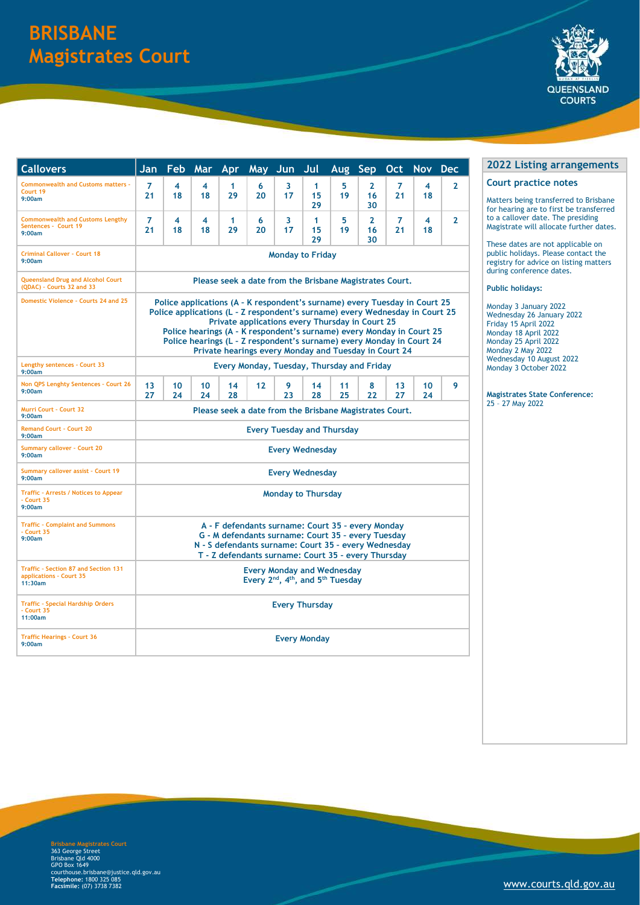# BRISBANE Magistrates Court

| Callovers | Jan | Feb | Mar | Apr | May | Jun | Jul | Aug | Sep | Oct | Nov | Dec |
|---|---|---|---|---|---|---|---|---|---|---|---|---|
| Commonwealth and Customs matters - Court 19 9:00am | 7 21 | 4 18 | 4 18 | 1 29 | 6 20 | 3 17 | 1 15 29 | 5 19 | 2 16 30 | 7 21 | 4 18 | 2 |
| Commonwealth and Customs Lengthy Sentences - Court 19 9:00am | 7 21 | 4 18 | 4 18 | 1 29 | 6 20 | 3 17 | 1 15 29 | 5 19 | 2 16 30 | 7 21 | 4 18 | 2 |
| Criminal Callover - Court 18 9:00am | Monday to Friday | | | | | | | | | | | |
| Queensland Drug and Alcohol Court (QDAC) - Courts 32 and 33 | Please seek a date from the Brisbane Magistrates Court. | | | | | | | | | | | |
| Domestic Violence - Courts 24 and 25 | Police applications (A - K respondent's surname) every Tuesday in Court 25; Police applications (L - Z respondent's surname) every Wednesday in Court 25; Private applications every Thursday in Court 25; Police hearings (A - K respondent's surname) every Monday in Court 25; Police hearings (L - Z respondent's surname) every Monday in Court 24; Private hearings every Monday and Tuesday in Court 24 | | | | | | | | | | | |
| Lengthy sentences - Court 33 9:00am | Every Monday, Tuesday, Thursday and Friday | | | | | | | | | | | |
| Non QPS Lenghty Sentences - Court 26 9:00am | 13 27 | 10 24 | 10 24 | 14 28 | 12 | 9 23 | 14 28 | 11 25 | 8 22 | 13 27 | 10 24 | 9 |
| Murri Court - Court 32 9:00am | Please seek a date from the Brisbane Magistrates Court. | | | | | | | | | | | |
| Remand Court - Court 20 9:00am | Every Tuesday and Thursday | | | | | | | | | | | |
| Summary callover - Court 20 9:00am | Every Wednesday | | | | | | | | | | | |
| Summary callover assist - Court 19 9:00am | Every Wednesday | | | | | | | | | | | |
| Traffic - Arrests / Notices to Appear - Court 35 9:00am | Monday to Thursday | | | | | | | | | | | |
| Traffic - Complaint and Summons - Court 35 9:00am | A - F defendants surname: Court 35 - every Monday; G - M defendants surname: Court 35 - every Tuesday; N - S defendants surname: Court 35 - every Wednesday; T - Z defendants surname: Court 35 - every Thursday | | | | | | | | | | | |
| Traffic - Section 87 and Section 131 applications - Court 35 11:30am | Every Monday and Wednesday; Every 2nd, 4th, and 5th Tuesday | | | | | | | | | | | |
| Traffic - Special Hardship Orders - Court 35 11:00am | Every Thursday | | | | | | | | | | | |
| Traffic Hearings - Court 36 9:00am | Every Monday | | | | | | | | | | | |

## 2022 Listing arrangements

### Court practice notes

Matters being transferred to Brisbane for hearing are to first be transferred to a callover date. The presiding Magistrate will allocate further dates.

These dates are not applicable on public holidays. Please contact the registry for advice on listing matters during conference dates.

**Public holidays:**

Monday 3 January 2022
Wednesday 26 January 2022
Friday 15 April 2022
Monday 18 April 2022
Monday 25 April 2022
Monday 2 May 2022
Wednesday 10 August 2022
Monday 3 October 2022

**Magistrates State Conference:**
25 – 27 May 2022

Brisbane Magistrates Court
363 George Street
Brisbane Qld 4000
GPO Box 1649
courthouse.brisbane@justice.qld.gov.au
**Telephone:** 1800 325 085
**Facsimile:** (07) 3738 7382

www.courts.qld.gov.au